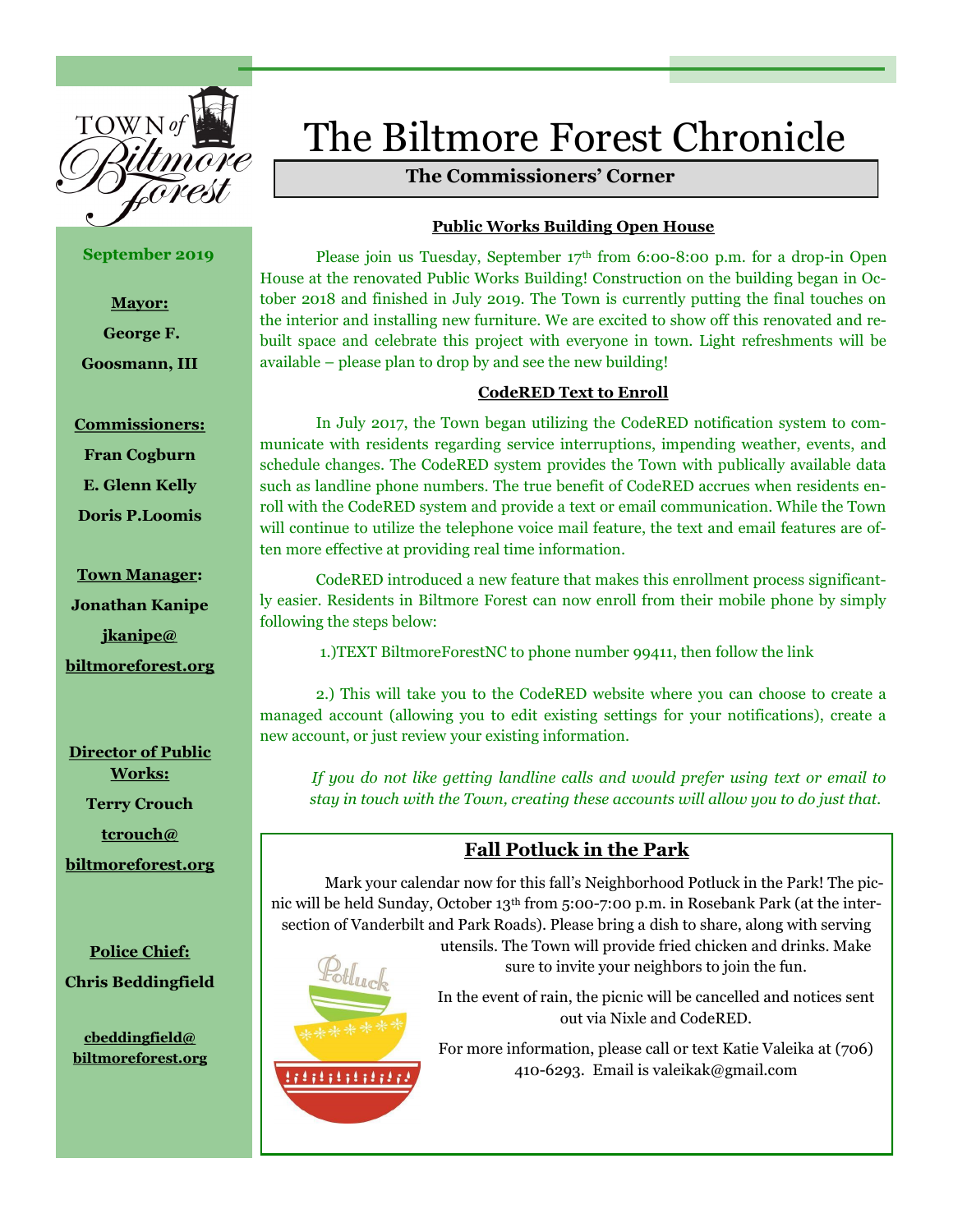TOWN of Biltmore Forest

**September 2019**

**Mayor:**
**George F. Goosmann, III**

**Commissioners:**
**Fran Cogburn**
**E. Glenn Kelly**
**Doris P.Loomis**

**Town Manager:**
**Jonathan Kanipe**
**jkanipe@biltmoreforest.org**

**Director of Public Works:**
**Terry Crouch**
**tcrouch@biltmoreforest.org**

**Police Chief:**
**Chris Beddingfield**
**cbeddingfield@biltmoreforest.org**

# The Biltmore Forest Chronicle

## The Commissioners' Corner

### Public Works Building Open House

Please join us Tuesday, September 17th from 6:00-8:00 p.m. for a drop-in Open House at the renovated Public Works Building! Construction on the building began in October 2018 and finished in July 2019. The Town is currently putting the final touches on the interior and installing new furniture. We are excited to show off this renovated and rebuilt space and celebrate this project with everyone in town. Light refreshments will be available – please plan to drop by and see the new building!

### CodeRED Text to Enroll

In July 2017, the Town began utilizing the CodeRED notification system to communicate with residents regarding service interruptions, impending weather, events, and schedule changes. The CodeRED system provides the Town with publically available data such as landline phone numbers. The true benefit of CodeRED accrues when residents enroll with the CodeRED system and provide a text or email communication. While the Town will continue to utilize the telephone voice mail feature, the text and email features are often more effective at providing real time information.

CodeRED introduced a new feature that makes this enrollment process significantly easier. Residents in Biltmore Forest can now enroll from their mobile phone by simply following the steps below:

1.) TEXT BiltmoreForestNC to phone number 99411, then follow the link

2.) This will take you to the CodeRED website where you can choose to create a managed account (allowing you to edit existing settings for your notifications), create a new account, or just review your existing information.

*If you do not like getting landline calls and would prefer using text or email to stay in touch with the Town, creating these accounts will allow you to do just that.*

### Fall Potluck in the Park

Mark your calendar now for this fall's Neighborhood Potluck in the Park! The picnic will be held Sunday, October 13th from 5:00-7:00 p.m. in Rosebank Park (at the intersection of Vanderbilt and Park Roads). Please bring a dish to share, along with serving utensils. The Town will provide fried chicken and drinks. Make sure to invite your neighbors to join the fun.

In the event of rain, the picnic will be cancelled and notices sent out via Nixle and CodeRED.

For more information, please call or text Katie Valeika at (706) 410-6293. Email is valeikak@gmail.com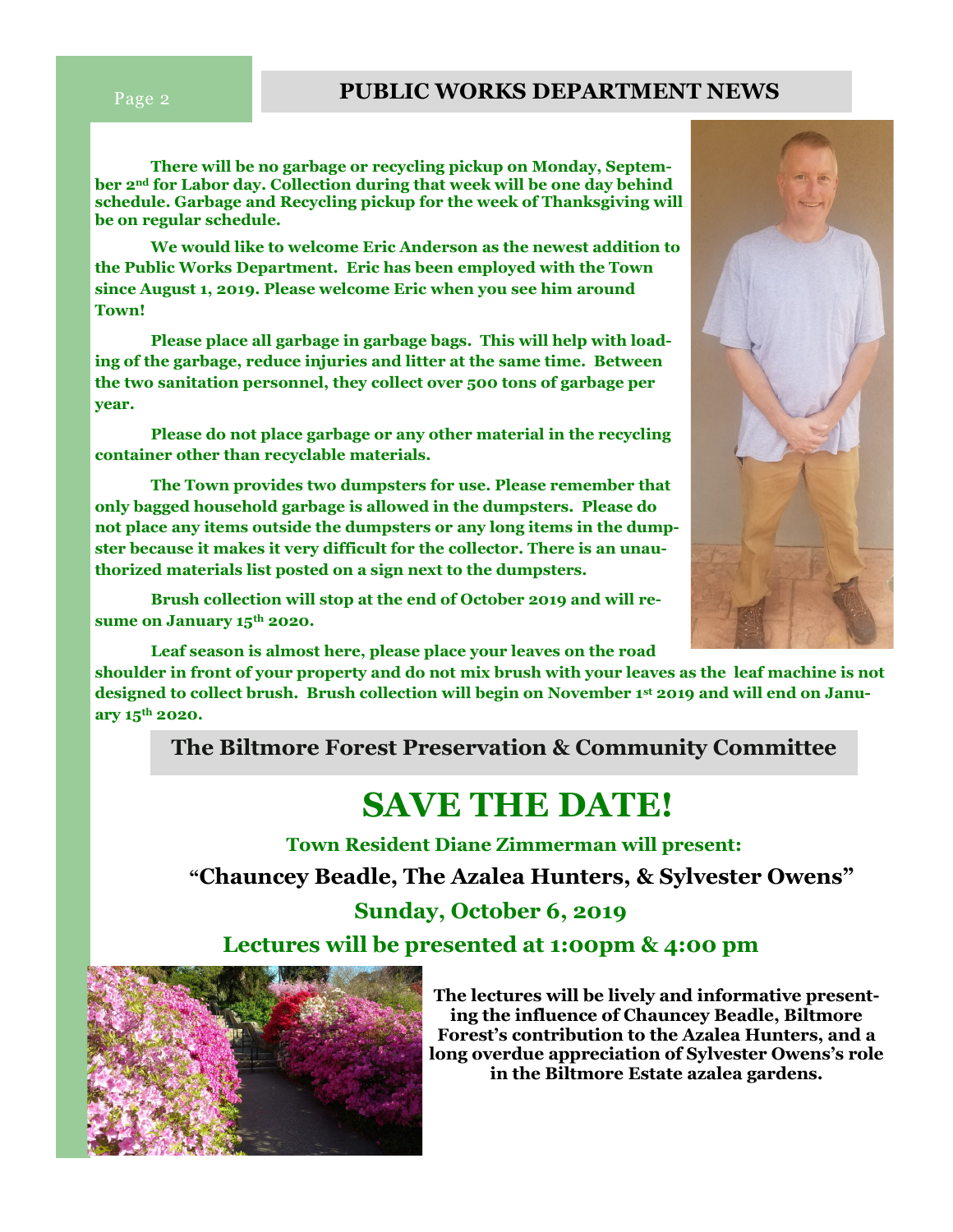## PUBLIC WORKS DEPARTMENT NEWS

**There will be no garbage or recycling pickup on Monday, September 2nd for Labor day. Collection during that week will be one day behind schedule. Garbage and Recycling pickup for the week of Thanksgiving will be on regular schedule.**

**We would like to welcome Eric Anderson as the newest addition to the Public Works Department. Eric has been employed with the Town since August 1, 2019. Please welcome Eric when you see him around Town!**

**Please place all garbage in garbage bags. This will help with loading of the garbage, reduce injuries and litter at the same time. Between the two sanitation personnel, they collect over 500 tons of garbage per year.**

**Please do not place garbage or any other material in the recycling container other than recyclable materials.**

**The Town provides two dumpsters for use. Please remember that only bagged household garbage is allowed in the dumpsters. Please do not place any items outside the dumpsters or any long items in the dumpster because it makes it very difficult for the collector. There is an unauthorized materials list posted on a sign next to the dumpsters.**

**Brush collection will stop at the end of October 2019 and will resume on January 15th 2020.**

**Leaf season is almost here, please place your leaves on the road shoulder in front of your property and do not mix brush with your leaves as the leaf machine is not designed to collect brush. Brush collection will begin on November 1st 2019 and will end on January 15th 2020.**

## The Biltmore Forest Preservation & Community Committee

# SAVE THE DATE!

**Town Resident Diane Zimmerman will present:**

**"Chauncey Beadle, The Azalea Hunters, & Sylvester Owens"**

**Sunday, October 6, 2019**

**Lectures will be presented at 1:00pm & 4:00 pm**

**The lectures will be lively and informative presenting the influence of Chauncey Beadle, Biltmore Forest's contribution to the Azalea Hunters, and a long overdue appreciation of Sylvester Owens's role in the Biltmore Estate azalea gardens.**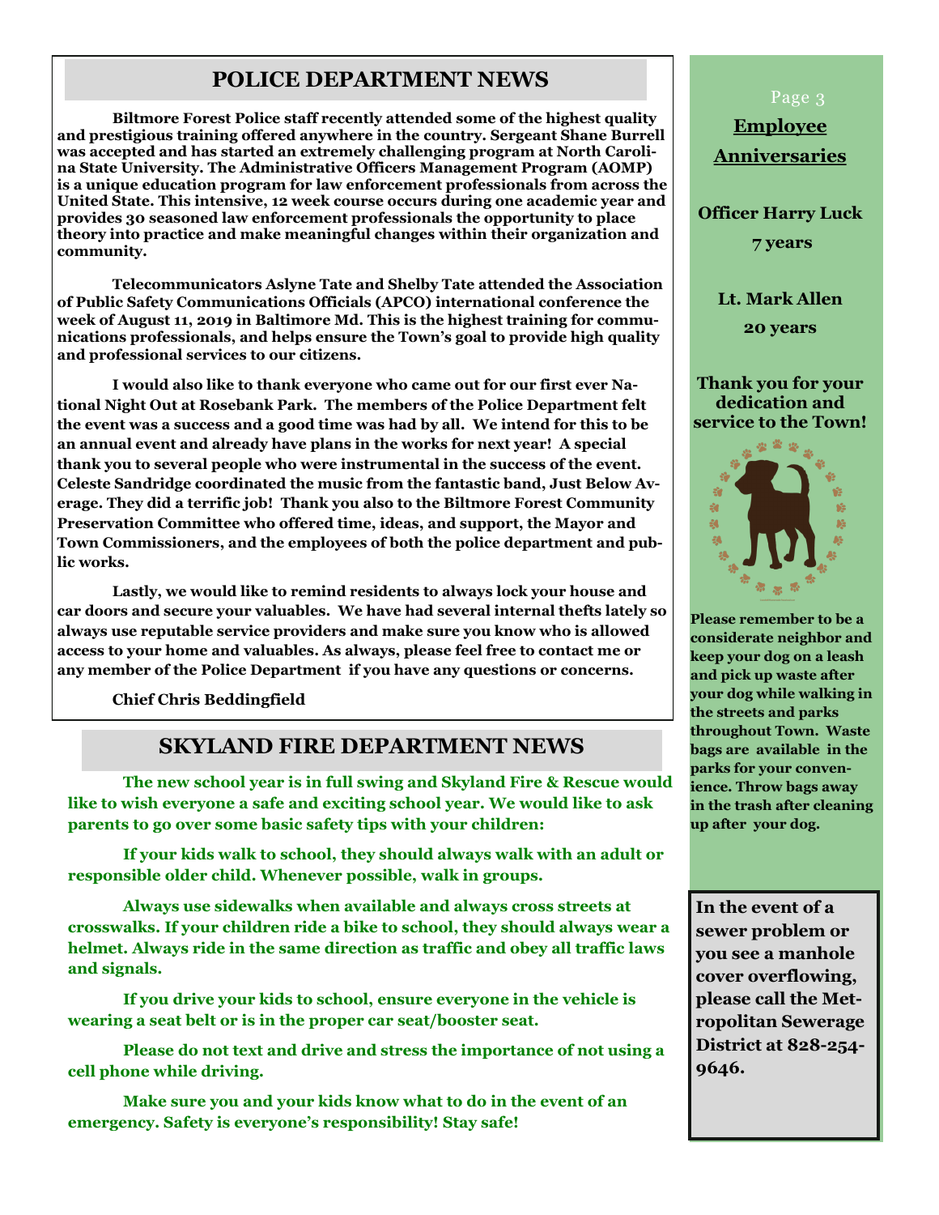## POLICE DEPARTMENT NEWS

**Biltmore Forest Police staff recently attended some of the highest quality and prestigious training offered anywhere in the country. Sergeant Shane Burrell was accepted and has started an extremely challenging program at North Carolina State University. The Administrative Officers Management Program (AOMP) is a unique education program for law enforcement professionals from across the United State. This intensive, 12 week course occurs during one academic year and provides 30 seasoned law enforcement professionals the opportunity to place theory into practice and make meaningful changes within their organization and community.**

**Telecommunicators Aslyne Tate and Shelby Tate attended the Association of Public Safety Communications Officials (APCO) international conference the week of August 11, 2019 in Baltimore Md. This is the highest training for communications professionals, and helps ensure the Town's goal to provide high quality and professional services to our citizens.**

**I would also like to thank everyone who came out for our first ever National Night Out at Rosebank Park. The members of the Police Department felt the event was a success and a good time was had by all. We intend for this to be an annual event and already have plans in the works for next year! A special thank you to several people who were instrumental in the success of the event. Celeste Sandridge coordinated the music from the fantastic band, Just Below Average. They did a terrific job! Thank you also to the Biltmore Forest Community Preservation Committee who offered time, ideas, and support, the Mayor and Town Commissioners, and the employees of both the police department and public works.**

**Lastly, we would like to remind residents to always lock your house and car doors and secure your valuables. We have had several internal thefts lately so always use reputable service providers and make sure you know who is allowed access to your home and valuables. As always, please feel free to contact me or any member of the Police Department if you have any questions or concerns.**

**Chief Chris Beddingfield**

## SKYLAND FIRE DEPARTMENT NEWS

**The new school year is in full swing and Skyland Fire & Rescue would like to wish everyone a safe and exciting school year. We would like to ask parents to go over some basic safety tips with your children:**

**If your kids walk to school, they should always walk with an adult or responsible older child. Whenever possible, walk in groups.**

**Always use sidewalks when available and always cross streets at crosswalks. If your children ride a bike to school, they should always wear a helmet. Always ride in the same direction as traffic and obey all traffic laws and signals.**

**If you drive your kids to school, ensure everyone in the vehicle is wearing a seat belt or is in the proper car seat/booster seat.**

**Please do not text and drive and stress the importance of not using a cell phone while driving.**

**Make sure you and your kids know what to do in the event of an emergency. Safety is everyone's responsibility! Stay safe!**

### Employee Anniversaries

**Officer Harry Luck**
**7 years**

**Lt. Mark Allen**
**20 years**

**Thank you for your dedication and service to the Town!**

**Please remember to be a considerate neighbor and keep your dog on a leash and pick up waste after your dog while walking in the streets and parks throughout Town. Waste bags are available in the parks for your convenience. Throw bags away in the trash after cleaning up after your dog.**

**In the event of a sewer problem or you see a manhole cover overflowing, please call the Metropolitan Sewerage District at 828-254-9646.**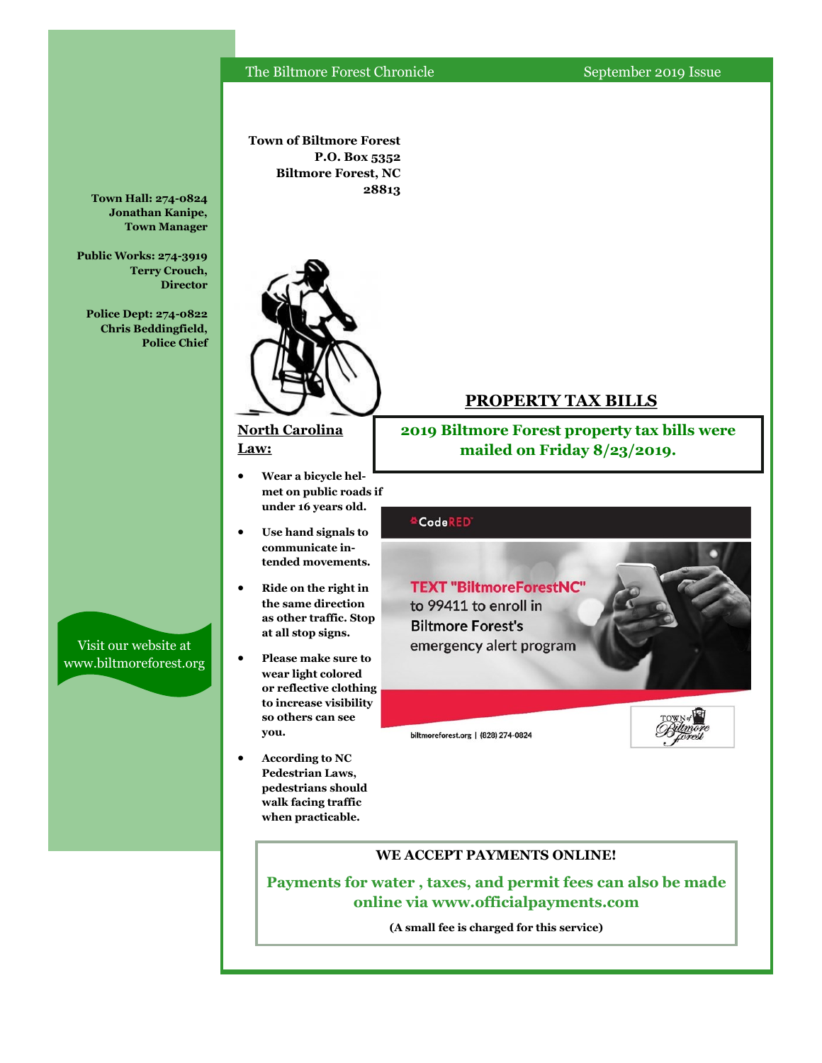Town Hall: 274-0824
Jonathan Kanipe,
Town Manager

Public Works: 274-3919
Terry Crouch,
Director

Police Dept: 274-0822
Chris Beddingfield,
Police Chief

Visit our website at
www.biltmoreforest.org

**Town of Biltmore Forest**
**P.O. Box 5352**
**Biltmore Forest, NC**
**28813**

## North Carolina Law:

- **Wear a bicycle helmet on public roads if under 16 years old.**
- **Use hand signals to communicate intended movements.**
- **Ride on the right in the same direction as other traffic. Stop at all stop signs.**
- **Please make sure to wear light colored or reflective clothing to increase visibility so others can see you.**
- **According to NC Pedestrian Laws, pedestrians should walk facing traffic when practicable.**

## PROPERTY TAX BILLS

**2019 Biltmore Forest property tax bills were mailed on Friday 8/23/2019.**

CodeRED

TEXT "BiltmoreForestNC" to 99411 to enroll in Biltmore Forest's emergency alert program

biltmoreforest.org | (828) 274-0824

**WE ACCEPT PAYMENTS ONLINE!**

**Payments for water , taxes, and permit fees can also be made online via www.officialpayments.com**

**(A small fee is charged for this service)**